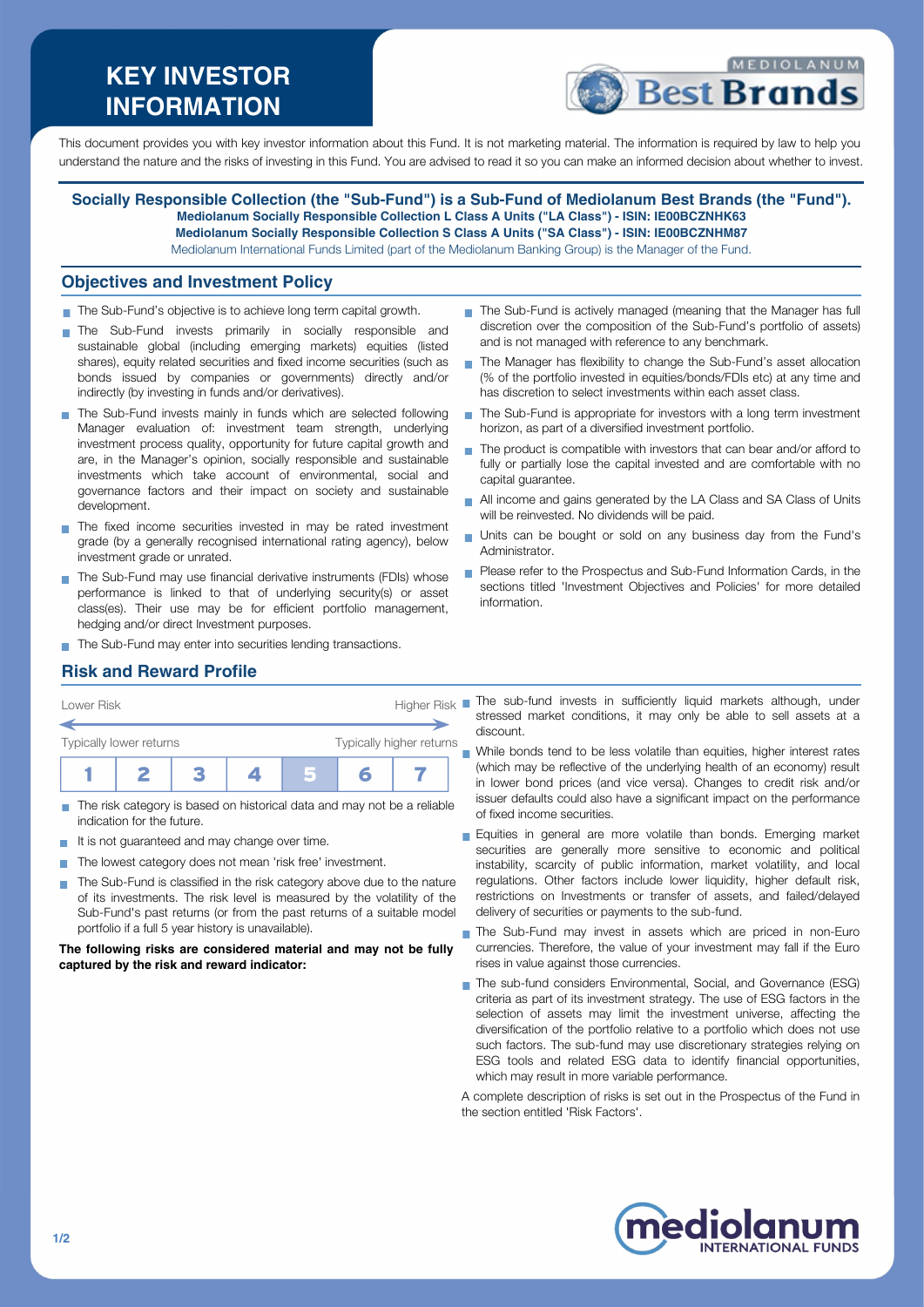# KEY INVESTOR INFORMATION

This document provides you with key investor information about this Fund. It is not marketing material. The information is required by law to help you understand the nature and the risks of investing in this Fund. You are advised to read it so you can make an informed decision about whether to invest.

**Socially Responsible Collection (the "Sub-Fund") is a Sub-Fund of Mediolanum Best Brands (the "Fund").**
**Mediolanum Socially Responsible Collection L Class A Units ("LA Class") - ISIN: IE00BCZNHK63**
**Mediolanum Socially Responsible Collection S Class A Units ("SA Class") - ISIN: IE00BCZNHM87**
Mediolanum International Funds Limited (part of the Mediolanum Banking Group) is the Manager of the Fund.

## Objectives and Investment Policy

- The Sub-Fund's objective is to achieve long term capital growth.
- The Sub-Fund invests primarily in socially responsible and sustainable global (including emerging markets) equities (listed shares), equity related securities and fixed income securities (such as bonds issued by companies or governments) directly and/or indirectly (by investing in funds and/or derivatives).
- The Sub-Fund invests mainly in funds which are selected following Manager evaluation of: investment team strength, underlying investment process quality, opportunity for future capital growth and are, in the Manager's opinion, socially responsible and sustainable investments which take account of environmental, social and governance factors and their impact on society and sustainable development.
- The fixed income securities invested in may be rated investment grade (by a generally recognised international rating agency), below investment grade or unrated.
- The Sub-Fund may use financial derivative instruments (FDIs) whose performance is linked to that of underlying security(s) or asset class(es). Their use may be for efficient portfolio management, hedging and/or direct Investment purposes.
- The Sub-Fund may enter into securities lending transactions.
- The Sub-Fund is actively managed (meaning that the Manager has full discretion over the composition of the Sub-Fund's portfolio of assets) and is not managed with reference to any benchmark.
- The Manager has flexibility to change the Sub-Fund's asset allocation (% of the portfolio invested in equities/bonds/FDIs etc) at any time and has discretion to select investments within each asset class.
- The Sub-Fund is appropriate for investors with a long term investment horizon, as part of a diversified investment portfolio.
- The product is compatible with investors that can bear and/or afford to fully or partially lose the capital invested and are comfortable with no capital guarantee.
- All income and gains generated by the LA Class and SA Class of Units will be reinvested. No dividends will be paid.
- Units can be bought or sold on any business day from the Fund's Administrator.
- Please refer to the Prospectus and Sub-Fund Information Cards, in the sections titled 'Investment Objectives and Policies' for more detailed information.

## Risk and Reward Profile

| Lower Risk | | | | | | Higher Risk |
|---|---|---|---|---|---|---|
| Typically lower returns | | | | | | Typically higher returns |
| 1 | 2 | 3 | 4 | **5** | 6 | 7 |

- The risk category is based on historical data and may not be a reliable indication for the future.
- It is not guaranteed and may change over time.
- The lowest category does not mean 'risk free' investment.
- The Sub-Fund is classified in the risk category above due to the nature of its investments. The risk level is measured by the volatility of the Sub-Fund's past returns (or from the past returns of a suitable model portfolio if a full 5 year history is unavailable).

**The following risks are considered material and may not be fully captured by the risk and reward indicator:**

- The sub-fund invests in sufficiently liquid markets although, under stressed market conditions, it may only be able to sell assets at a discount.
- While bonds tend to be less volatile than equities, higher interest rates (which may be reflective of the underlying health of an economy) result in lower bond prices (and vice versa). Changes to credit risk and/or issuer defaults could also have a significant impact on the performance of fixed income securities.
- Equities in general are more volatile than bonds. Emerging market securities are generally more sensitive to economic and political instability, scarcity of public information, market volatility, and local regulations. Other factors include lower liquidity, higher default risk, restrictions on Investments or transfer of assets, and failed/delayed delivery of securities or payments to the sub-fund.
- The Sub-Fund may invest in assets which are priced in non-Euro currencies. Therefore, the value of your investment may fall if the Euro rises in value against those currencies.
- The sub-fund considers Environmental, Social, and Governance (ESG) criteria as part of its investment strategy. The use of ESG factors in the selection of assets may limit the investment universe, affecting the diversification of the portfolio relative to a portfolio which does not use such factors. The sub-fund may use discretionary strategies relying on ESG tools and related ESG data to identify financial opportunities, which may result in more variable performance.

A complete description of risks is set out in the Prospectus of the Fund in the section entitled 'Risk Factors'.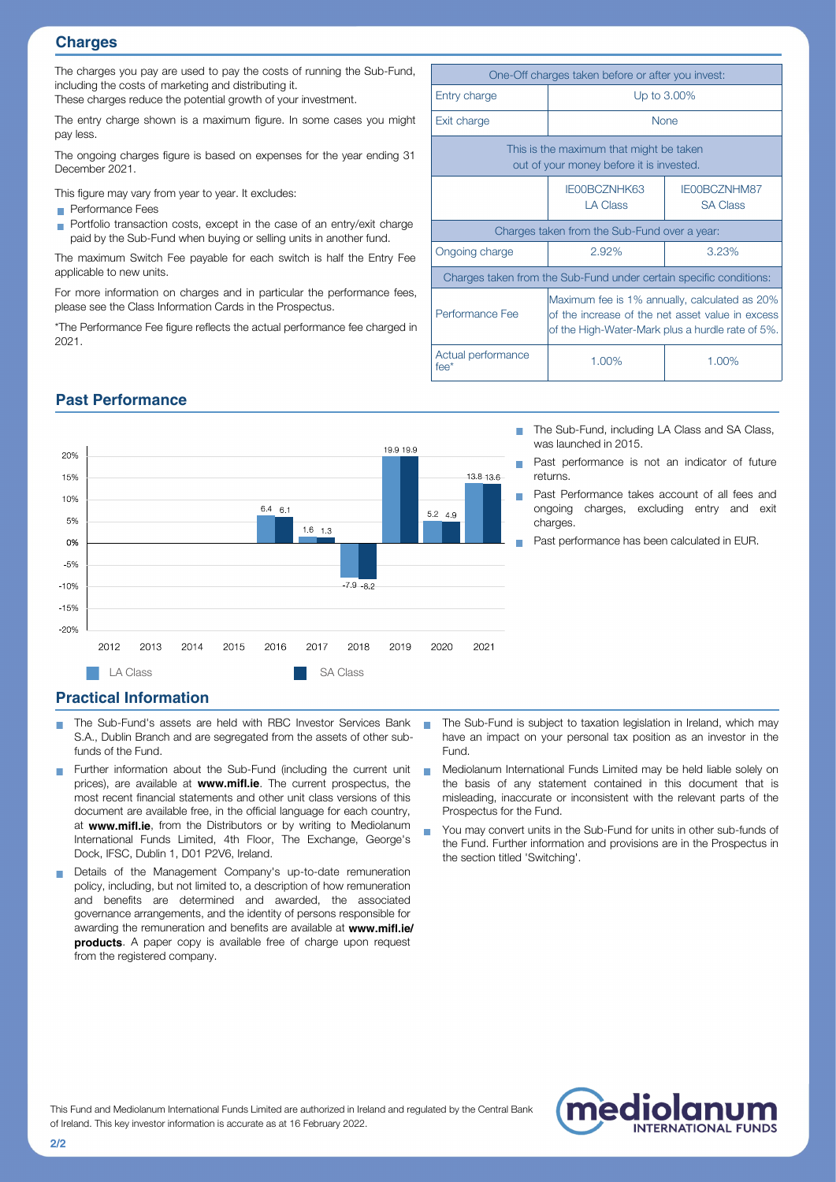## Charges

The charges you pay are used to pay the costs of running the Sub-Fund, including the costs of marketing and distributing it.
These charges reduce the potential growth of your investment.

The entry charge shown is a maximum figure. In some cases you might pay less.

The ongoing charges figure is based on expenses for the year ending 31 December 2021.

This figure may vary from year to year. It excludes:

- Performance Fees
- Portfolio transaction costs, except in the case of an entry/exit charge paid by the Sub-Fund when buying or selling units in another fund.

The maximum Switch Fee payable for each switch is half the Entry Fee applicable to new units.

For more information on charges and in particular the performance fees, please see the Class Information Cards in the Prospectus.

*The Performance Fee figure reflects the actual performance fee charged in 2021.

| One-Off charges taken before or after you invest: | | |
|---|---|---|
| Entry charge | Up to 3.00% | |
| Exit charge | None | |
| This is the maximum that might be taken out of your money before it is invested. | | |
| | IE00BCZNHK63 LA Class | IE00BCZNHM87 SA Class |
| Charges taken from the Sub-Fund over a year: | | |
| Ongoing charge | 2.92% | 3.23% |
| Charges taken from the Sub-Fund under certain specific conditions: | | |
| Performance Fee | Maximum fee is 1% annually, calculated as 20% of the increase of the net asset value in excess of the High-Water-Mark plus a hurdle rate of 5%. | |
| Actual performance fee* | 1.00% | 1.00% |

## Past Performance

20%
15%
10%
5%
0%
-5%
-10%
-15%
-20%

2012 2013 2014 2015 2016 2017 2018 2019 2020 2021

6.4 6.1
1.6 1.3
-7.9 -8.2
19.9 19.9
5.2 4.9
13.8 13.6

LA Class
SA Class

- The Sub-Fund, including LA Class and SA Class, was launched in 2015.
- Past performance is not an indicator of future returns.
- Past Performance takes account of all fees and ongoing charges, excluding entry and exit charges.
- Past performance has been calculated in EUR.

## Practical Information

- The Sub-Fund's assets are held with RBC Investor Services Bank S.A., Dublin Branch and are segregated from the assets of other sub-funds of the Fund.
- Further information about the Sub-Fund (including the current unit prices), are available at **www.mifl.ie**. The current prospectus, the most recent financial statements and other unit class versions of this document are available free, in the official language for each country, at **www.mifl.ie**, from the Distributors or by writing to Mediolanum International Funds Limited, 4th Floor, The Exchange, George's Dock, IFSC, Dublin 1, D01 P2V6, Ireland.
- Details of the Management Company's up-to-date remuneration policy, including, but not limited to, a description of how remuneration and benefits are determined and awarded, the associated governance arrangements, and the identity of persons responsible for awarding the remuneration and benefits are available at **www.mifl.ie/products**. A paper copy is available free of charge upon request from the registered company.
- The Sub-Fund is subject to taxation legislation in Ireland, which may have an impact on your personal tax position as an investor in the Fund.
- Mediolanum International Funds Limited may be held liable solely on the basis of any statement contained in this document that is misleading, inaccurate or inconsistent with the relevant parts of the Prospectus for the Fund.
- You may convert units in the Sub-Fund for units in other sub-funds of the Fund. Further information and provisions are in the Prospectus in the section titled 'Switching'.

This Fund and Mediolanum International Funds Limited are authorized in Ireland and regulated by the Central Bank of Ireland. This key investor information is accurate as at 16 February 2022.